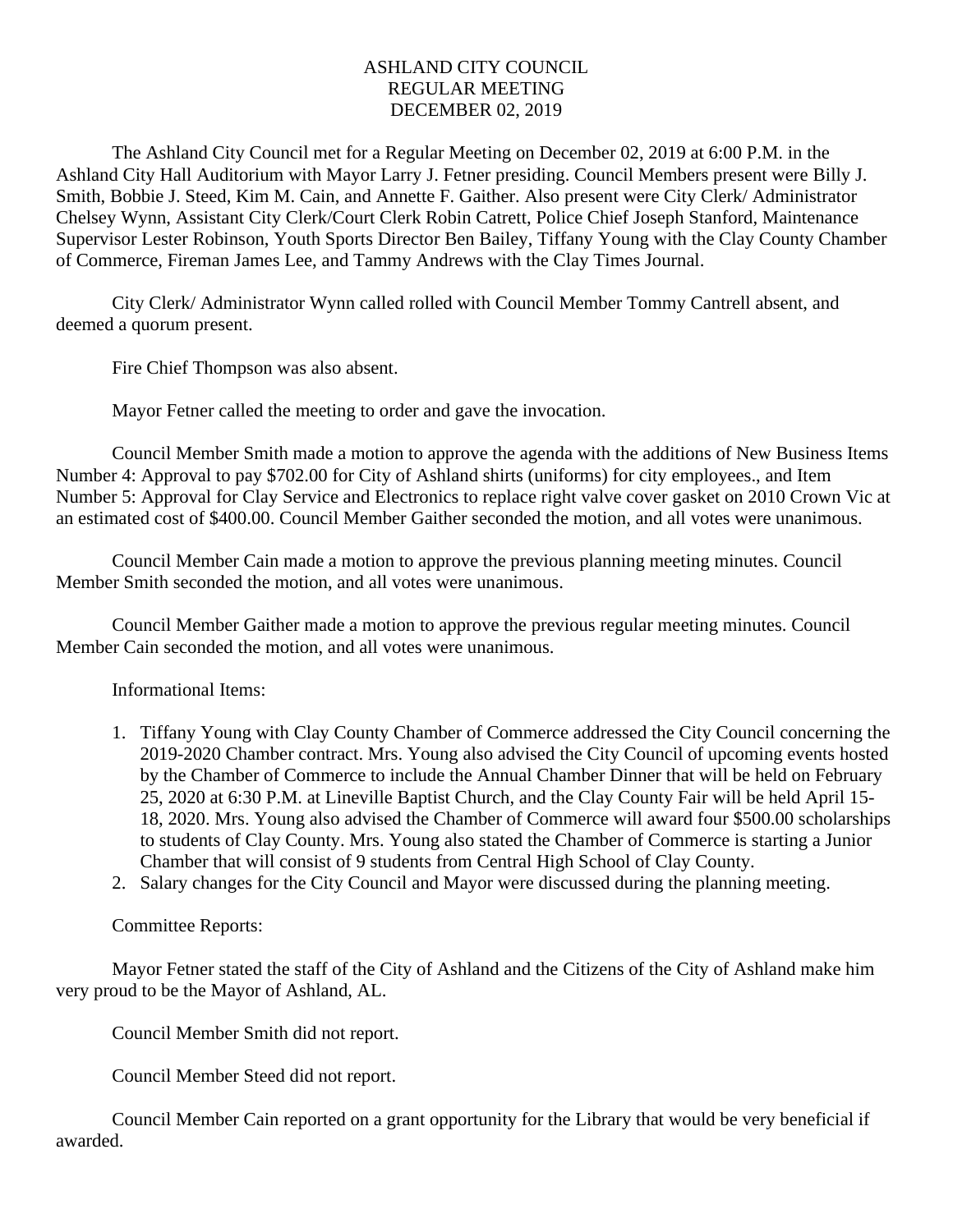# ASHLAND CITY COUNCIL
## REGULAR MEETING
## DECEMBER 02, 2019

The Ashland City Council met for a Regular Meeting on December 02, 2019 at 6:00 P.M. in the Ashland City Hall Auditorium with Mayor Larry J. Fetner presiding. Council Members present were Billy J. Smith, Bobbie J. Steed, Kim M. Cain, and Annette F. Gaither. Also present were City Clerk/ Administrator Chelsey Wynn, Assistant City Clerk/Court Clerk Robin Catrett, Police Chief Joseph Stanford, Maintenance Supervisor Lester Robinson, Youth Sports Director Ben Bailey, Tiffany Young with the Clay County Chamber of Commerce, Fireman James Lee, and Tammy Andrews with the Clay Times Journal.

City Clerk/ Administrator Wynn called rolled with Council Member Tommy Cantrell absent, and deemed a quorum present.

Fire Chief Thompson was also absent.

Mayor Fetner called the meeting to order and gave the invocation.

Council Member Smith made a motion to approve the agenda with the additions of New Business Items Number 4: Approval to pay $702.00 for City of Ashland shirts (uniforms) for city employees., and Item Number 5: Approval for Clay Service and Electronics to replace right valve cover gasket on 2010 Crown Vic at an estimated cost of $400.00. Council Member Gaither seconded the motion, and all votes were unanimous.

Council Member Cain made a motion to approve the previous planning meeting minutes. Council Member Smith seconded the motion, and all votes were unanimous.

Council Member Gaither made a motion to approve the previous regular meeting minutes. Council Member Cain seconded the motion, and all votes were unanimous.

Informational Items:

1. Tiffany Young with Clay County Chamber of Commerce addressed the City Council concerning the 2019-2020 Chamber contract. Mrs. Young also advised the City Council of upcoming events hosted by the Chamber of Commerce to include the Annual Chamber Dinner that will be held on February 25, 2020 at 6:30 P.M. at Lineville Baptist Church, and the Clay County Fair will be held April 15-18, 2020. Mrs. Young also advised the Chamber of Commerce will award four $500.00 scholarships to students of Clay County. Mrs. Young also stated the Chamber of Commerce is starting a Junior Chamber that will consist of 9 students from Central High School of Clay County.
2. Salary changes for the City Council and Mayor were discussed during the planning meeting.

Committee Reports:

Mayor Fetner stated the staff of the City of Ashland and the Citizens of the City of Ashland make him very proud to be the Mayor of Ashland, AL.

Council Member Smith did not report.

Council Member Steed did not report.

Council Member Cain reported on a grant opportunity for the Library that would be very beneficial if awarded.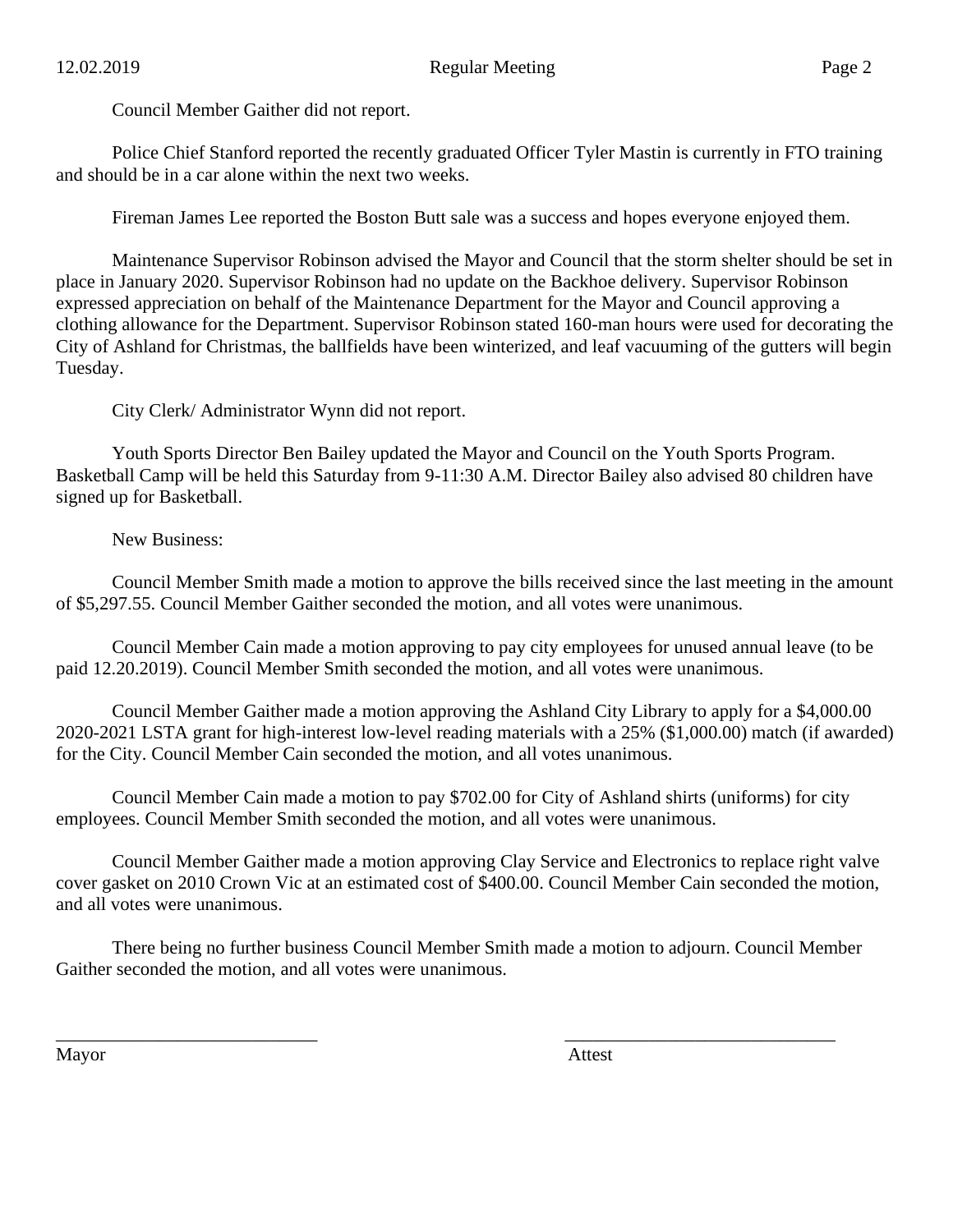Council Member Gaither did not report.

Police Chief Stanford reported the recently graduated Officer Tyler Mastin is currently in FTO training and should be in a car alone within the next two weeks.

Fireman James Lee reported the Boston Butt sale was a success and hopes everyone enjoyed them.

Maintenance Supervisor Robinson advised the Mayor and Council that the storm shelter should be set in place in January 2020. Supervisor Robinson had no update on the Backhoe delivery. Supervisor Robinson expressed appreciation on behalf of the Maintenance Department for the Mayor and Council approving a clothing allowance for the Department. Supervisor Robinson stated 160-man hours were used for decorating the City of Ashland for Christmas, the ballfields have been winterized, and leaf vacuuming of the gutters will begin Tuesday.

City Clerk/ Administrator Wynn did not report.

Youth Sports Director Ben Bailey updated the Mayor and Council on the Youth Sports Program. Basketball Camp will be held this Saturday from 9-11:30 A.M. Director Bailey also advised 80 children have signed up for Basketball.

New Business:

Council Member Smith made a motion to approve the bills received since the last meeting in the amount of $5,297.55. Council Member Gaither seconded the motion, and all votes were unanimous.

Council Member Cain made a motion approving to pay city employees for unused annual leave (to be paid 12.20.2019). Council Member Smith seconded the motion, and all votes were unanimous.

Council Member Gaither made a motion approving the Ashland City Library to apply for a $4,000.00 2020-2021 LSTA grant for high-interest low-level reading materials with a 25% ($1,000.00) match (if awarded) for the City. Council Member Cain seconded the motion, and all votes unanimous.

Council Member Cain made a motion to pay $702.00 for City of Ashland shirts (uniforms) for city employees. Council Member Smith seconded the motion, and all votes were unanimous.

Council Member Gaither made a motion approving Clay Service and Electronics to replace right valve cover gasket on 2010 Crown Vic at an estimated cost of $400.00. Council Member Cain seconded the motion, and all votes were unanimous.

There being no further business Council Member Smith made a motion to adjourn. Council Member Gaither seconded the motion, and all votes were unanimous.

\_\_\_\_\_\_\_\_\_\_\_\_\_\_\_\_\_\_\_\_\_\_\_\_\_\_\_\_ \_\_\_\_\_\_\_\_\_\_\_\_\_\_\_\_\_\_\_\_\_\_\_\_\_\_\_\_

Mayor Attest